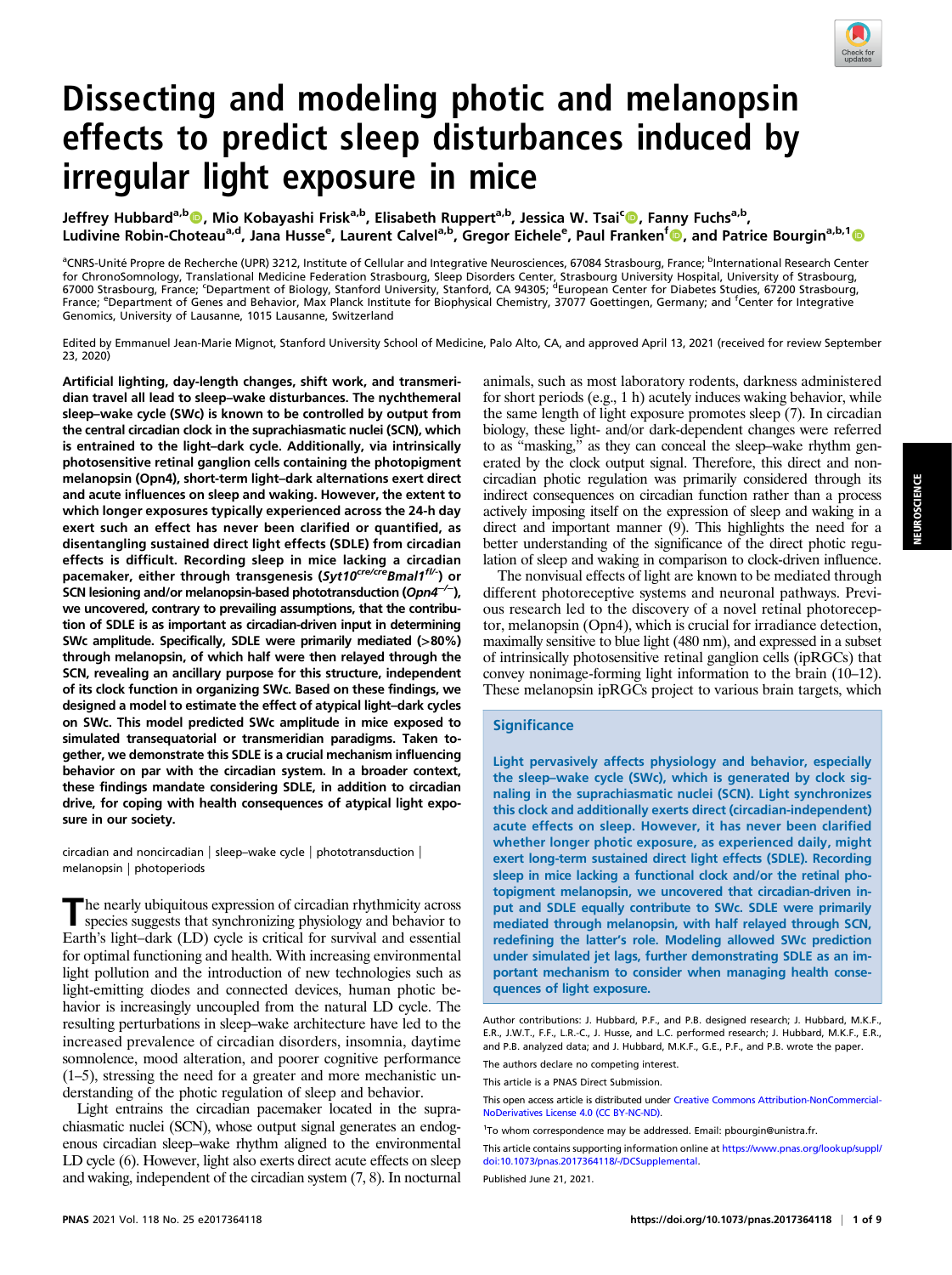# Dissecting and modeling photic and melanopsin effects to predict sleep disturbances induced by irregular light exposure in mice

Jeffrey Hubbard[a,b], Mio Kobayashi Frisk[a,b], Elisabeth Ruppert[a,b], Jessica W. Tsai[c], Fanny Fuchs[a,b], Ludivine Robin-Choteau[a,d], Jana Husse[e], Laurent Calvel[a,b], Gregor Eichele[e], Paul Franken[f], and Patrice Bourgin[a,b,1]

[a]CNRS-Unité Propre de Recherche (UPR) 3212, Institute of Cellular and Integrative Neurosciences, 67084 Strasbourg, France; [b]International Research Center for ChronoSomnology, Translational Medicine Federation Strasbourg, Sleep Disorders Center, Strasbourg University Hospital, University of Strasbourg, 67000 Strasbourg, France; [c]Department of Biology, Stanford University, Stanford, CA 94305; [d]European Center for Diabetes Studies, 67200 Strasbourg, France; [e]Department of Genes and Behavior, Max Planck Institute for Biophysical Chemistry, 37077 Goettingen, Germany; and [f]Center for Integrative Genomics, University of Lausanne, 1015 Lausanne, Switzerland

Edited by Emmanuel Jean-Marie Mignot, Stanford University School of Medicine, Palo Alto, CA, and approved April 13, 2021 (received for review September 23, 2020)

**Artificial lighting, day-length changes, shift work, and transmeridian travel all lead to sleep–wake disturbances. The nychthemeral sleep–wake cycle (SWc) is known to be controlled by output from the central circadian clock in the suprachiasmatic nuclei (SCN), which is entrained to the light–dark cycle. Additionally, via intrinsically photosensitive retinal ganglion cells containing the photopigment melanopsin (Opn4), short-term light–dark alternations exert direct and acute influences on sleep and waking. However, the extent to which longer exposures typically experienced across the 24-h day exert such an effect has never been clarified or quantified, as disentangling sustained direct light effects (SDLE) from circadian effects is difficult. Recording sleep in mice lacking a circadian pacemaker, either through transgenesis (*Syt10*$^{cre/cre}$*Bmal1*$^{fl/-}$) or SCN lesioning and/or melanopsin-based phototransduction (*Opn4*$^{-/-}$), we uncovered, contrary to prevailing assumptions, that the contribution of SDLE is as important as circadian-driven input in determining SWc amplitude. Specifically, SDLE were primarily mediated (>80%) through melanopsin, of which half were then relayed through the SCN, revealing an ancillary purpose for this structure, independent of its clock function in organizing SWc. Based on these findings, we designed a model to estimate the effect of atypical light–dark cycles on SWc. This model predicted SWc amplitude in mice exposed to simulated transequatorial or transmeridian paradigms. Taken together, we demonstrate this SDLE is a crucial mechanism influencing behavior on par with the circadian system. In a broader context, these findings mandate considering SDLE, in addition to circadian drive, for coping with health consequences of atypical light exposure in our society.**

circadian and noncircadian | sleep–wake cycle | phototransduction | melanopsin | photoperiods

The nearly ubiquitous expression of circadian rhythmicity across species suggests that synchronizing physiology and behavior to Earth's light–dark (LD) cycle is critical for survival and essential for optimal functioning and health. With increasing environmental light pollution and the introduction of new technologies such as light-emitting diodes and connected devices, human photic behavior is increasingly uncoupled from the natural LD cycle. The resulting perturbations in sleep–wake architecture have led to the increased prevalence of circadian disorders, insomnia, daytime somnolence, mood alteration, and poorer cognitive performance (1–5), stressing the need for a greater and more mechanistic understanding of the photic regulation of sleep and behavior.

Light entrains the circadian pacemaker located in the suprachiasmatic nuclei (SCN), whose output signal generates an endogenous circadian sleep–wake rhythm aligned to the environmental LD cycle (6). However, light also exerts direct acute effects on sleep and waking, independent of the circadian system (7, 8). In nocturnal animals, such as most laboratory rodents, darkness administered for short periods (e.g., 1 h) acutely induces waking behavior, while the same length of light exposure promotes sleep (7). In circadian biology, these light- and/or dark-dependent changes were referred to as "masking," as they can conceal the sleep–wake rhythm generated by the clock output signal. Therefore, this direct and noncircadian photic regulation was primarily considered through its indirect consequences on circadian function rather than a process actively imposing itself on the expression of sleep and waking in a direct and important manner (9). This highlights the need for a better understanding of the significance of the direct photic regulation of sleep and waking in comparison to clock-driven influence.

The nonvisual effects of light are known to be mediated through different photoreceptive systems and neuronal pathways. Previous research led to the discovery of a novel retinal photoreceptor, melanopsin (Opn4), which is crucial for irradiance detection, maximally sensitive to blue light (480 nm), and expressed in a subset of intrinsically photosensitive retinal ganglion cells (ipRGCs) that convey nonimage-forming light information to the brain (10–12). These melanopsin ipRGCs project to various brain targets, which

## Significance

Light pervasively affects physiology and behavior, especially the sleep–wake cycle (SWc), which is generated by clock signaling in the suprachiasmatic nuclei (SCN). Light synchronizes this clock and additionally exerts direct (circadian-independent) acute effects on sleep. However, it has never been clarified whether longer photic exposure, as experienced daily, might exert long-term sustained direct light effects (SDLE). Recording sleep in mice lacking a functional clock and/or the retinal photopigment melanopsin, we uncovered that circadian-driven input and SDLE equally contribute to SWc. SDLE were primarily mediated through melanopsin, with half relayed through SCN, redefining the latter's role. Modeling allowed SWc prediction under simulated jet lags, further demonstrating SDLE as an important mechanism to consider when managing health consequences of light exposure.

Author contributions: J. Hubbard, P.F., and P.B. designed research; J. Hubbard, M.K.F., E.R., J.W.T., F.F., L.R.-C., J. Husse, and L.C. performed research; J. Hubbard, M.K.F., E.R., and P.B. analyzed data; and J. Hubbard, M.K.F., G.E., P.F., and P.B. wrote the paper.

The authors declare no competing interest.

This article is a PNAS Direct Submission.

This open access article is distributed under Creative Commons Attribution-NonCommercial-NoDerivatives License 4.0 (CC BY-NC-ND).

[1]To whom correspondence may be addressed. Email: pbourgin@unistra.fr.

This article contains supporting information online at https://www.pnas.org/lookup/suppl/doi:10.1073/pnas.2017364118/-/DCSupplemental.

Published June 21, 2021.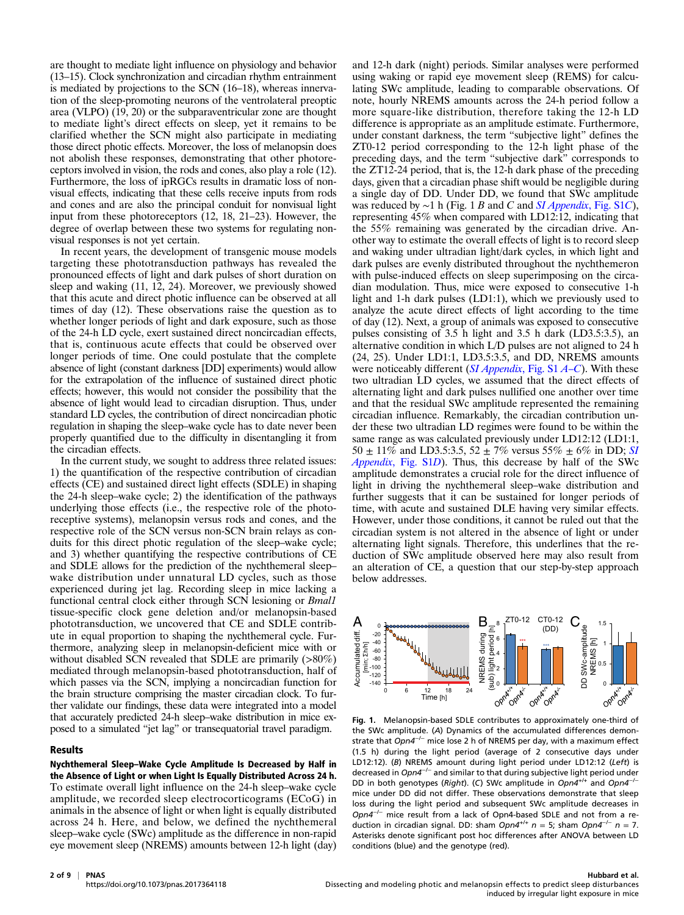are thought to mediate light influence on physiology and behavior (13–15). Clock synchronization and circadian rhythm entrainment is mediated by projections to the SCN (16–18), whereas innervation of the sleep-promoting neurons of the ventrolateral preoptic area (VLPO) (19, 20) or the subparaventricular zone are thought to mediate light's direct effects on sleep, yet it remains to be clarified whether the SCN might also participate in mediating those direct photic effects. Moreover, the loss of melanopsin does not abolish these responses, demonstrating that other photoreceptors involved in vision, the rods and cones, also play a role (12). Furthermore, the loss of ipRGCs results in dramatic loss of nonvisual effects, indicating that these cells receive inputs from rods and cones and are also the principal conduit for nonvisual light input from these photoreceptors (12, 18, 21–23). However, the degree of overlap between these two systems for regulating nonvisual responses is not yet certain.

In recent years, the development of transgenic mouse models targeting these phototransduction pathways has revealed the pronounced effects of light and dark pulses of short duration on sleep and waking (11, 12, 24). Moreover, we previously showed that this acute and direct photic influence can be observed at all times of day (12). These observations raise the question as to whether longer periods of light and dark exposure, such as those of the 24-h LD cycle, exert sustained direct noncircadian effects, that is, continuous acute effects that could be observed over longer periods of time. One could postulate that the complete absence of light (constant darkness [DD] experiments) would allow for the extrapolation of the influence of sustained direct photic effects; however, this would not consider the possibility that the absence of light would lead to circadian disruption. Thus, under standard LD cycles, the contribution of direct noncircadian photic regulation in shaping the sleep–wake cycle has to date never been properly quantified due to the difficulty in disentangling it from the circadian effects.

In the current study, we sought to address three related issues: 1) the quantification of the respective contribution of circadian effects (CE) and sustained direct light effects (SDLE) in shaping the 24-h sleep–wake cycle; 2) the identification of the pathways underlying those effects (i.e., the respective role of the photoreceptive systems), melanopsin versus rods and cones, and the respective role of the SCN versus non-SCN brain relays as conduits for this direct photic regulation of the sleep–wake cycle; and 3) whether quantifying the respective contributions of CE and SDLE allows for the prediction of the nychthemeral sleep–wake distribution under unnatural LD cycles, such as those experienced during jet lag. Recording sleep in mice lacking a functional central clock either through SCN lesioning or *Bmal1* tissue-specific clock gene deletion and/or melanopsin-based phototransduction, we uncovered that CE and SDLE contribute in equal proportion to shaping the nychthemeral cycle. Furthermore, analyzing sleep in melanopsin-deficient mice with or without disabled SCN revealed that SDLE are primarily (>80%) mediated through melanopsin-based phototransduction, half of which passes via the SCN, implying a noncircadian function for the brain structure comprising the master circadian clock. To further validate our findings, these data were integrated into a model that accurately predicted 24-h sleep–wake distribution in mice exposed to a simulated "jet lag" or transequatorial travel paradigm.

## Results

**Nychthemeral Sleep–Wake Cycle Amplitude Is Decreased by Half in the Absence of Light or when Light Is Equally Distributed Across 24 h.** To estimate overall light influence on the 24-h sleep–wake cycle amplitude, we recorded sleep electrocorticograms (ECoG) in animals in the absence of light or when light is equally distributed across 24 h. Here, and below, we defined the nychthemeral sleep–wake cycle (SWc) amplitude as the difference in non-rapid eye movement sleep (NREMS) amounts between 12-h light (day) and 12-h dark (night) periods. Similar analyses were performed using waking or rapid eye movement sleep (REMS) for calculating SWc amplitude, leading to comparable observations. Of note, hourly NREMS amounts across the 24-h period follow a more square-like distribution, therefore taking the 12-h LD difference is appropriate as an amplitude estimate. Furthermore, under constant darkness, the term "subjective light" defines the ZT0-12 period corresponding to the 12-h light phase of the preceding days, and the term "subjective dark" corresponds to the ZT12-24 period, that is, the 12-h dark phase of the preceding days, given that a circadian phase shift would be negligible during a single day of DD. Under DD, we found that SWc amplitude was reduced by ~1 h (Fig. 1 *B* and *C* and *SI Appendix*, Fig. S1*C*), representing 45% when compared with LD12:12, indicating that the 55% remaining was generated by the circadian drive. Another way to estimate the overall effects of light is to record sleep and waking under ultradian light/dark cycles, in which light and dark pulses are evenly distributed throughout the nychthemeron with pulse-induced effects on sleep superimposing on the circadian modulation. Thus, mice were exposed to consecutive 1-h light and 1-h dark pulses (LD1:1), which we previously used to analyze the acute direct effects of light according to the time of day (12). Next, a group of animals was exposed to consecutive pulses consisting of 3.5 h light and 3.5 h dark (LD3.5:3.5), an alternative condition in which L/D pulses are not aligned to 24 h (24, 25). Under LD1:1, LD3.5:3.5, and DD, NREMS amounts were noticeably different (*SI Appendix*, Fig. S1 *A*–*C*). With these two ultradian LD cycles, we assumed that the direct effects of alternating light and dark pulses nullified one another over time and that the residual SWc amplitude represented the remaining circadian influence. Remarkably, the circadian contribution under these two ultradian LD regimes were found to be within the same range as was calculated previously under LD12:12 (LD1:1, 50 ± 11% and LD3.5:3.5, 52 ± 7% versus 55% ± 6% in DD; *SI Appendix*, Fig. S1*D*). Thus, this decrease by half of the SWc amplitude demonstrates a crucial role for the direct influence of light in driving the nychthemeral sleep–wake distribution and further suggests that it can be sustained for longer periods of time, with acute and sustained DLE having very similar effects. However, under those conditions, it cannot be ruled out that the circadian system is not altered in the absence of light or under alternating light signals. Therefore, this underlines that the reduction of SWc amplitude observed here may also result from an alteration of CE, a question that our step-by-step approach below addresses.

**Fig. 1.** Melanopsin-based SDLE contributes to approximately one-third of the SWc amplitude. (*A*) Dynamics of the accumulated differences demonstrate that *Opn4*$^{-/-}$ mice lose 2 h of NREMS per day, with a maximum effect (1.5 h) during the light period (average of 2 consecutive days under LD12:12). (*B*) NREMS amount during light period under LD12:12 (*Left*) is decreased in *Opn4*$^{-/-}$ and similar to that during subjective light period under DD in both genotypes (*Right*). (*C*) SWc amplitude in *Opn4*$^{+/+}$ and *Opn4*$^{-/-}$ mice under DD did not differ. These observations demonstrate that sleep loss during the light period and subsequent SWc amplitude decreases in *Opn4*$^{-/-}$ mice result from a lack of Opn4-based SDLE and not from a reduction in circadian signal. DD: sham *Opn4*$^{+/+}$ $n$ = 5; sham *Opn4*$^{-/-}$ $n$ = 7. Asterisks denote significant post hoc differences after ANOVA between LD conditions (blue) and the genotype (red).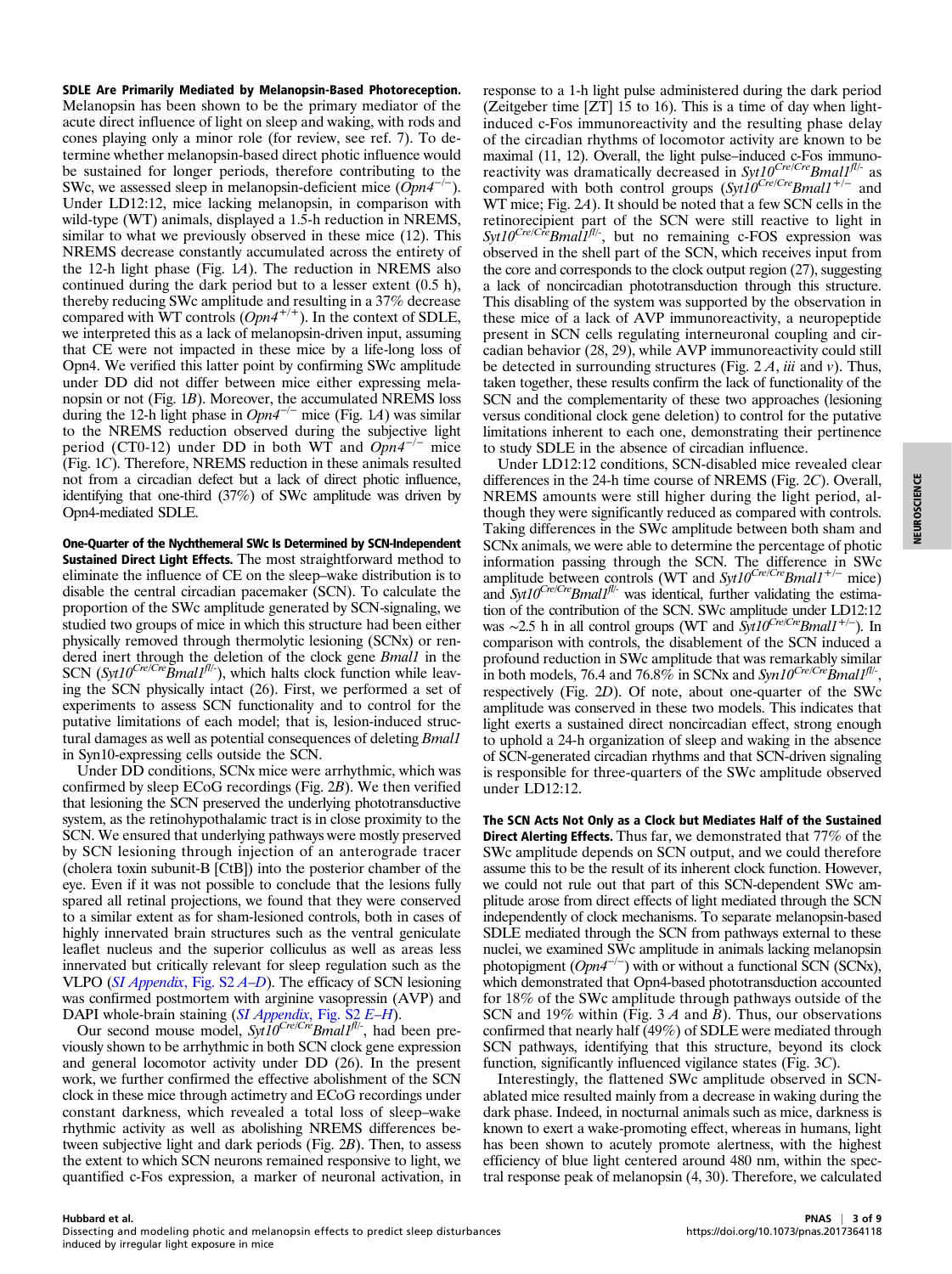**SDLE Are Primarily Mediated by Melanopsin-Based Photoreception.** Melanopsin has been shown to be the primary mediator of the acute direct influence of light on sleep and waking, with rods and cones playing only a minor role (for review, see ref. 7). To determine whether melanopsin-based direct photic influence would be sustained for longer periods, therefore contributing to the SWc, we assessed sleep in melanopsin-deficient mice ($Opn4^{-/-}$). Under LD12:12, mice lacking melanopsin, in comparison with wild-type (WT) animals, displayed a 1.5-h reduction in NREMS, similar to what we previously observed in these mice (12). This NREMS decrease constantly accumulated across the entirety of the 12-h light phase (Fig. 1*A*). The reduction in NREMS also continued during the dark period but to a lesser extent (0.5 h), thereby reducing SWc amplitude and resulting in a 37% decrease compared with WT controls ($Opn4^{+/+}$). In the context of SDLE, we interpreted this as a lack of melanopsin-driven input, assuming that CE were not impacted in these mice by a life-long loss of Opn4. We verified this latter point by confirming SWc amplitude under DD did not differ between mice either expressing melanopsin or not (Fig. 1*B*). Moreover, the accumulated NREMS loss during the 12-h light phase in $Opn4^{-/-}$ mice (Fig. 1*A*) was similar to the NREMS reduction observed during the subjective light period (CT0-12) under DD in both WT and $Opn4^{-/-}$ mice (Fig. 1*C*). Therefore, NREMS reduction in these animals resulted not from a circadian defect but a lack of direct photic influence, identifying that one-third (37%) of SWc amplitude was driven by Opn4-mediated SDLE.

**One-Quarter of the Nychthemeral SWc Is Determined by SCN-Independent Sustained Direct Light Effects.** The most straightforward method to eliminate the influence of CE on the sleep–wake distribution is to disable the central circadian pacemaker (SCN). To calculate the proportion of the SWc amplitude generated by SCN-signaling, we studied two groups of mice in which this structure had been either physically removed through thermolytic lesioning (SCNx) or rendered inert through the deletion of the clock gene *Bmal1* in the SCN ($Syt10^{Cre/Cre}Bmal1^{fl/-}$), which halts clock function while leaving the SCN physically intact (26). First, we performed a set of experiments to assess SCN functionality and to control for the putative limitations of each model; that is, lesion-induced structural damages as well as potential consequences of deleting *Bmal1* in Syn10-expressing cells outside the SCN.

Under DD conditions, SCNx mice were arrhythmic, which was confirmed by sleep ECoG recordings (Fig. 2*B*). We then verified that lesioning the SCN preserved the underlying phototransductive system, as the retinohypothalamic tract is in close proximity to the SCN. We ensured that underlying pathways were mostly preserved by SCN lesioning through injection of an anterograde tracer (cholera toxin subunit-B [CtB]) into the posterior chamber of the eye. Even if it was not possible to conclude that the lesions fully spared all retinal projections, we found that they were conserved to a similar extent as for sham-lesioned controls, both in cases of highly innervated brain structures such as the ventral geniculate leaflet nucleus and the superior colliculus as well as areas less innervated but critically relevant for sleep regulation such as the VLPO (*SI Appendix*, Fig. S2 *A*–*D*). The efficacy of SCN lesioning was confirmed postmortem with arginine vasopressin (AVP) and DAPI whole-brain staining (*SI Appendix*, Fig. S2 *E*–*H*).

Our second mouse model, $Syt10^{Cre/Cre}Bmal1^{fl/-}$, had been previously shown to be arrhythmic in both SCN clock gene expression and general locomotor activity under DD (26). In the present work, we further confirmed the effective abolishment of the SCN clock in these mice through actimetry and ECoG recordings under constant darkness, which revealed a total loss of sleep–wake rhythmic activity as well as abolishing NREMS differences between subjective light and dark periods (Fig. 2*B*). Then, to assess the extent to which SCN neurons remained responsive to light, we quantified c-Fos expression, a marker of neuronal activation, in response to a 1-h light pulse administered during the dark period (Zeitgeber time [ZT] 15 to 16). This is a time of day when light-induced c-Fos immunoreactivity and the resulting phase delay of the circadian rhythms of locomotor activity are known to be maximal (11, 12). Overall, the light pulse–induced c-Fos immunoreactivity was dramatically decreased in $Syt10^{Cre/Cre}Bmal1^{fl/-}$ as compared with both control groups ($Syt10^{Cre/Cre}Bmal1^{+/-}$ and WT mice; Fig. 2*A*). It should be noted that a few SCN cells in the retinorecipient part of the SCN were still reactive to light in $Syt10^{Cre/Cre}Bmal1^{fl/-}$, but no remaining c-FOS expression was observed in the shell part of the SCN, which receives input from the core and corresponds to the clock output region (27), suggesting a lack of noncircadian phototransduction through this structure. This disabling of the system was supported by the observation in these mice of a lack of AVP immunoreactivity, a neuropeptide present in SCN cells regulating interneuronal coupling and circadian behavior (28, 29), while AVP immunoreactivity could still be detected in surrounding structures (Fig. 2 *A*, *iii* and *v*). Thus, taken together, these results confirm the lack of functionality of the SCN and the complementarity of these two approaches (lesioning versus conditional clock gene deletion) to control for the putative limitations inherent to each one, demonstrating their pertinence to study SDLE in the absence of circadian influence.

Under LD12:12 conditions, SCN-disabled mice revealed clear differences in the 24-h time course of NREMS (Fig. 2*C*). Overall, NREMS amounts were still higher during the light period, although they were significantly reduced as compared with controls. Taking differences in the SWc amplitude between both sham and SCNx animals, we were able to determine the percentage of photic information passing through the SCN. The difference in SWc amplitude between controls (WT and $Syt10^{Cre/Cre}Bmal1^{+/-}$ mice) and $Syt10^{Cre/Cre}Bmal1^{fl/-}$ was identical, further validating the estimation of the contribution of the SCN. SWc amplitude under LD12:12 was ~2.5 h in all control groups (WT and $Syt10^{Cre/Cre}Bmal1^{+/-}$). In comparison with controls, the disablement of the SCN induced a profound reduction in SWc amplitude that was remarkably similar in both models, 76.4 and 76.8% in SCNx and $Syn10^{Cre/Cre}Bmal1^{fl/-}$, respectively (Fig. 2*D*). Of note, about one-quarter of the SWc amplitude was conserved in these two models. This indicates that light exerts a sustained direct noncircadian effect, strong enough to uphold a 24-h organization of sleep and waking in the absence of SCN-generated circadian rhythms and that SCN-driven signaling is responsible for three-quarters of the SWc amplitude observed under LD12:12.

**The SCN Acts Not Only as a Clock but Mediates Half of the Sustained Direct Alerting Effects.** Thus far, we demonstrated that 77% of the SWc amplitude depends on SCN output, and we could therefore assume this to be the result of its inherent clock function. However, we could not rule out that part of this SCN-dependent SWc amplitude arose from direct effects of light mediated through the SCN independently of clock mechanisms. To separate melanopsin-based SDLE mediated through the SCN from pathways external to these nuclei, we examined SWc amplitude in animals lacking melanopsin photopigment ($Opn4^{-/-}$) with or without a functional SCN (SCNx), which demonstrated that Opn4-based phototransduction accounted for 18% of the SWc amplitude through pathways outside of the SCN and 19% within (Fig. 3 *A* and *B*). Thus, our observations confirmed that nearly half (49%) of SDLE were mediated through SCN pathways, identifying that this structure, beyond its clock function, significantly influenced vigilance states (Fig. 3*C*).

Interestingly, the flattened SWc amplitude observed in SCN-ablated mice resulted mainly from a decrease in waking during the dark phase. Indeed, in nocturnal animals such as mice, darkness is known to exert a wake-promoting effect, whereas in humans, light has been shown to acutely promote alertness, with the highest efficiency of blue light centered around 480 nm, within the spectral response peak of melanopsin (4, 30). Therefore, we calculated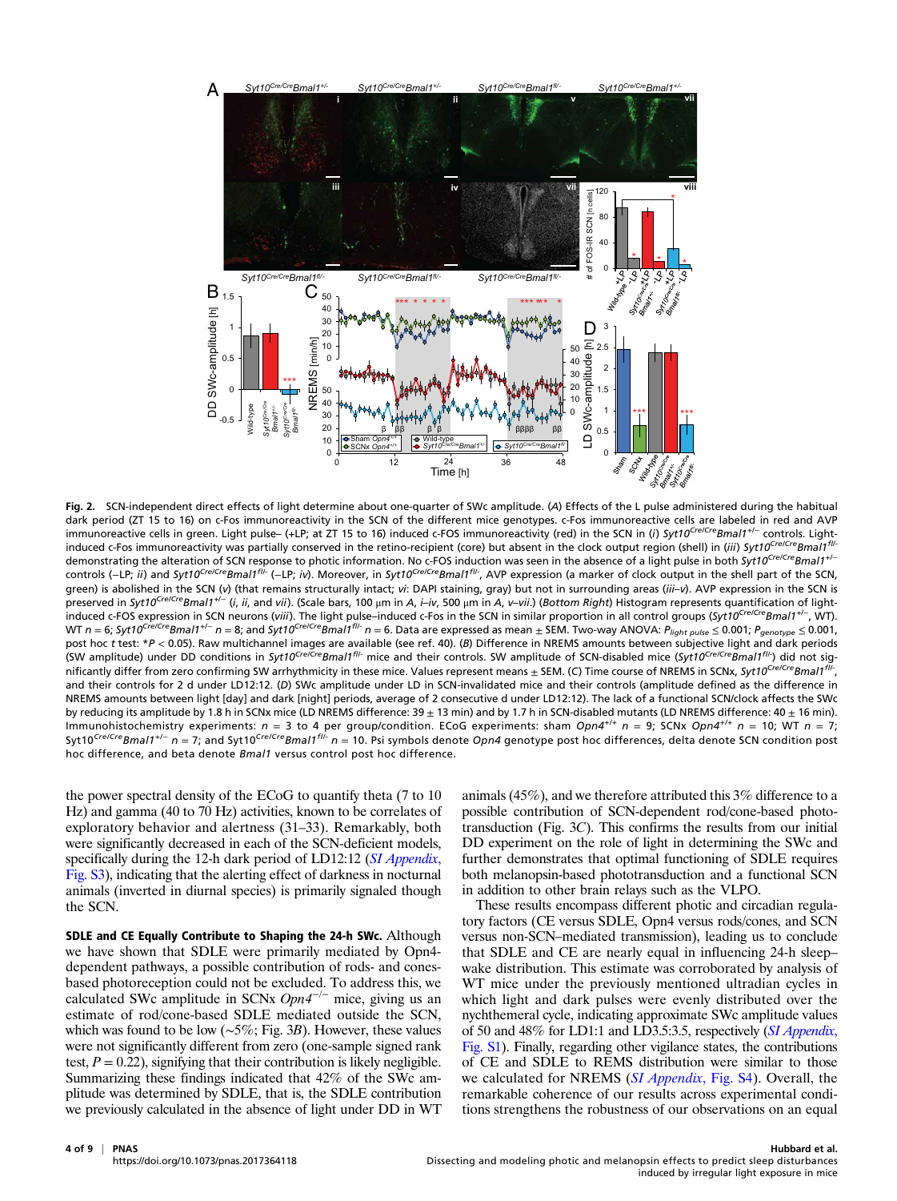**Fig. 2.** SCN-independent direct effects of light determine about one-quarter of SWc amplitude. (*A*) Effects of the L pulse administered during the habitual dark period (ZT 15 to 16) on c-Fos immunoreactivity in the SCN of the different mice genotypes. c-Fos immunoreactive cells are labeled in red and AVP immunoreactive cells in green. Light pulse– (+LP; at ZT 15 to 16) induced c-FOS immunoreactivity (red) in the SCN in (*i*) $Syt10^{Cre/Cre}Bmal1^{+/-}$ controls. Light-induced c-FOS immunoreactivity was partially conserved in the retino-recipient (core) but absent in the clock output region (shell) in (*iii*) $Syt10^{Cre/Cre}Bmal1^{fl/-}$ demonstrating the alteration of SCN response to photic information. No c-FOS induction was seen in the absence of a light pulse in both $Syt10^{Cre/Cre}Bmal1^{+/-}$ controls (–LP; *ii*) and $Syt10^{Cre/Cre}Bmal1^{fl/-}$ (–LP; *iv*). Moreover, in $Syt10^{Cre/Cre}Bmal1^{fl/-}$, AVP expression (a marker of clock output in the shell part of the SCN, green) is abolished in the SCN (*v*) (that remains structurally intact; *vi*: DAPI staining, gray) but not in surrounding areas (*iii–v*). AVP expression in the SCN is preserved in $Syt10^{Cre/Cre}Bmal1^{+/-}$ (*i*, *ii*, and *vii*). (Scale bars, 100 μm in *A*, *i–iv*, 500 μm in *A*, *v–vii*.) (*Bottom Right*) Histogram represents quantification of light-induced c-FOS expression in SCN neurons (*viii*). The light pulse–induced c-Fos in the SCN in similar proportion in all control groups ($Syt10^{Cre/Cre}Bmal1^{+/-}$, WT). WT $n = 6$; $Syt10^{Cre/Cre}Bmal1^{+/-}$ $n = 8$; and $Syt10^{Cre/Cre}Bmal1^{fl/-}$ $n = 6$. Data are expressed as mean ± SEM. Two-way ANOVA: $P_{light\ pulse} \leq 0.001$; $P_{genotype} \leq 0.001$, post hoc *t* test: $*P < 0.05$). Raw multichannel images are available (see ref. 40). (*B*) Difference in NREMS amounts between subjective light and dark periods (SW amplitude) under DD conditions in $Syt10^{Cre/Cre}Bmal1^{fl/-}$ mice and their controls. SW amplitude of SCN-disabled mice ($Syt10^{Cre/Cre}Bmal1^{fl/-}$) did not significantly differ from zero confirming SW arrhythmicity in these mice. Values represent means ± SEM. (*C*) Time course of NREMS in SCNx, $Syt10^{Cre/Cre}Bmal1^{fl/-}$, and their controls for 2 d under LD12:12. (*D*) SWc amplitude under LD in SCN-invalidated mice and their controls (amplitude defined as the difference in NREMS amounts between light [day] and dark [night] periods, average of 2 consecutive d under LD12:12). The lack of a functional SCN/clock affects the SWc by reducing its amplitude by 1.8 h in SCNx mice (LD NREMS difference: 39 ± 13 min) and by 1.7 h in SCN-disabled mutants (LD NREMS difference: 40 ± 16 min). Immunohistochemistry experiments: $n = 3$ to 4 per group/condition. ECoG experiments: sham $Opn4^{+/+}$ $n = 9$; SCNx $Opn4^{+/+}$ $n = 10$; WT $n = 7$; $Syt10^{Cre/Cre}Bmal1^{+/-}$ $n = 7$; and $Syt10^{Cre/Cre}Bmal1^{fl/-}$ $n = 10$. Psi symbols denote *Opn4* genotype post hoc differences, delta denote SCN condition post hoc difference, and beta denote *Bmal1* versus control post hoc difference.

the power spectral density of the ECoG to quantify theta (7 to 10 Hz) and gamma (40 to 70 Hz) activities, known to be correlates of exploratory behavior and alertness (31–33). Remarkably, both were significantly decreased in each of the SCN-deficient models, specifically during the 12-h dark period of LD12:12 (*SI Appendix*, Fig. S3), indicating that the alerting effect of darkness in nocturnal animals (inverted in diurnal species) is primarily signaled though the SCN.

**SDLE and CE Equally Contribute to Shaping the 24-h SWc.** Although we have shown that SDLE were primarily mediated by Opn4-dependent pathways, a possible contribution of rods- and cones-based photoreception could not be excluded. To address this, we calculated SWc amplitude in SCNx $Opn4^{-/-}$ mice, giving us an estimate of rod/cone-based SDLE mediated outside the SCN, which was found to be low (~5%; Fig. 3*B*). However, these values were not significantly different from zero (one-sample signed rank test, $P = 0.22$), signifying that their contribution is likely negligible. Summarizing these findings indicated that 42% of the SWc amplitude was determined by SDLE, that is, the SDLE contribution we previously calculated in the absence of light under DD in WT animals (45%), and we therefore attributed this 3% difference to a possible contribution of SCN-dependent rod/cone-based phototransduction (Fig. 3*C*). This confirms the results from our initial DD experiment on the role of light in determining the SWc and further demonstrates that optimal functioning of SDLE requires both melanopsin-based phototransduction and a functional SCN in addition to other brain relays such as the VLPO.

These results encompass different photic and circadian regulatory factors (CE versus SDLE, Opn4 versus rods/cones, and SCN versus non-SCN–mediated transmission), leading us to conclude that SDLE and CE are nearly equal in influencing 24-h sleep–wake distribution. This estimate was corroborated by analysis of WT mice under the previously mentioned ultradian cycles in which light and dark pulses were evenly distributed over the nychthemeral cycle, indicating approximate SWc amplitude values of 50 and 48% for LD1:1 and LD3.5:3.5, respectively (*SI Appendix*, Fig. S1). Finally, regarding other vigilance states, the contributions of CE and SDLE to REMS distribution were similar to those we calculated for NREMS (*SI Appendix*, Fig. S4). Overall, the remarkable coherence of our results across experimental conditions strengthens the robustness of our observations on an equal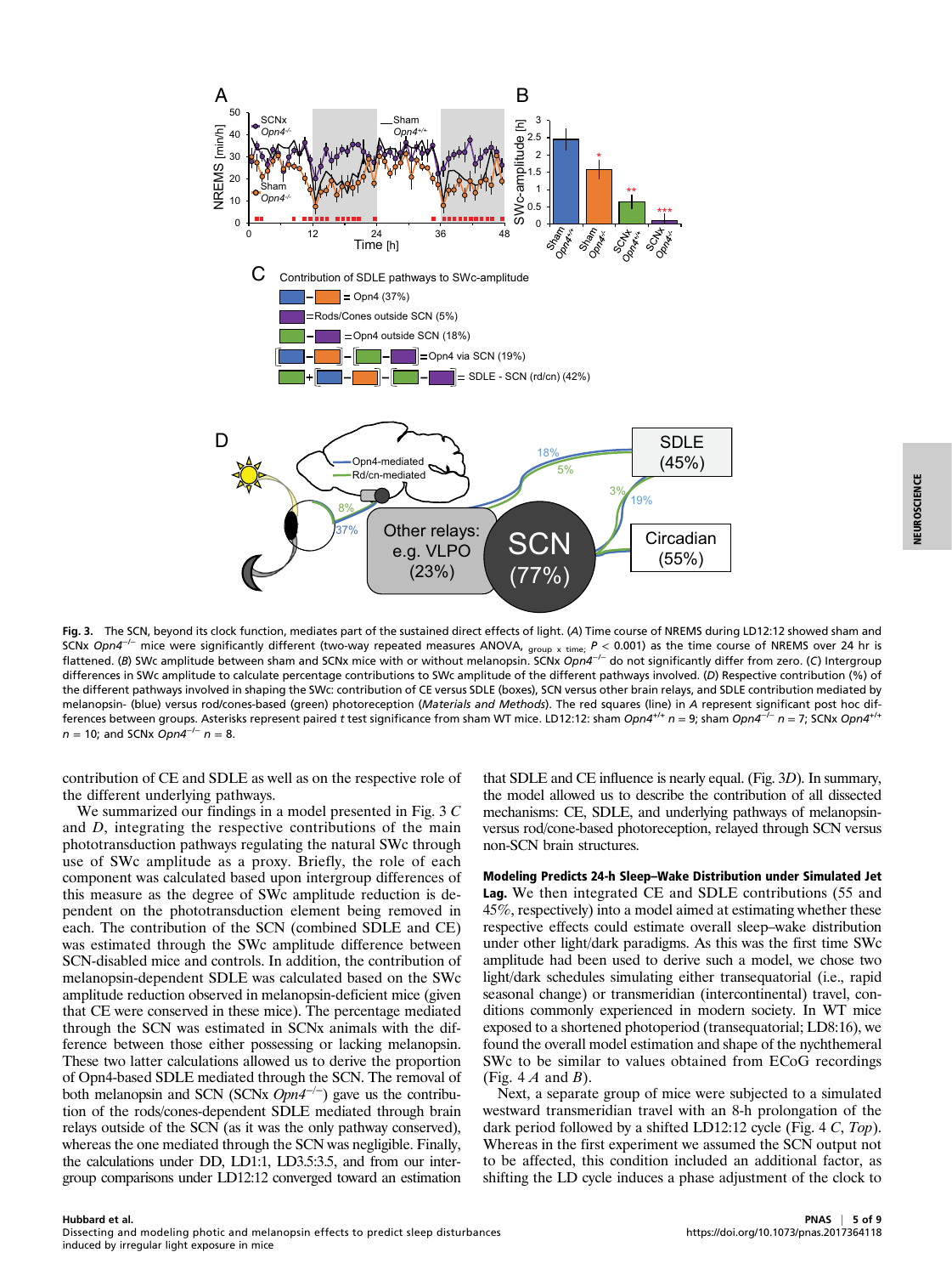**Fig. 3.** The SCN, beyond its clock function, mediates part of the sustained direct effects of light. (*A*) Time course of NREMS during LD12:12 showed sham and SCNx *Opn4*$^{-/-}$ mice were significantly different (two-way repeated measures ANOVA, $_{\text{group} \times \text{time}}$; $P < 0.001$) as the time course of NREMS over 24 hr is flattened. (*B*) SWc amplitude between sham and SCNx mice with or without melanopsin. SCNx *Opn4*$^{-/-}$ do not significantly differ from zero. (*C*) Intergroup differences in SWc amplitude to calculate percentage contributions to SWc amplitude of the different pathways involved. (*D*) Respective contribution (%) of the different pathways involved in shaping the SWc: contribution of CE versus SDLE (boxes), SCN versus other brain relays, and SDLE contribution mediated by melanopsin- (blue) versus rod/cones-based (green) photoreception (*Materials and Methods*). The red squares (line) in *A* represent significant post hoc differences between groups. Asterisks represent paired *t* test significance from sham WT mice. LD12:12: sham *Opn4*$^{+/+}$ $n = 9$; sham *Opn4*$^{-/-}$ $n = 7$; SCNx *Opn4*$^{+/+}$ $n = 10$; and SCNx *Opn4*$^{-/-}$ $n = 8$.

contribution of CE and SDLE as well as on the respective role of the different underlying pathways.

We summarized our findings in a model presented in Fig. 3 *C* and *D*, integrating the respective contributions of the main phototransduction pathways regulating the natural SWc through use of SWc amplitude as a proxy. Briefly, the role of each component was calculated based upon intergroup differences of this measure as the degree of SWc amplitude reduction is dependent on the phototransduction element being removed in each. The contribution of the SCN (combined SDLE and CE) was estimated through the SWc amplitude difference between SCN-disabled mice and controls. In addition, the contribution of melanopsin-dependent SDLE was calculated based on the SWc amplitude reduction observed in melanopsin-deficient mice (given that CE were conserved in these mice). The percentage mediated through the SCN was estimated in SCNx animals with the difference between those either possessing or lacking melanopsin. These two latter calculations allowed us to derive the proportion of Opn4-based SDLE mediated through the SCN. The removal of both melanopsin and SCN (SCNx *Opn4*$^{-/-}$) gave us the contribution of the rods/cones-dependent SDLE mediated through brain relays outside of the SCN (as it was the only pathway conserved), whereas the one mediated through the SCN was negligible. Finally, the calculations under DD, LD1:1, LD3.5:3.5, and from our intergroup comparisons under LD12:12 converged toward an estimation that SDLE and CE influence is nearly equal. (Fig. 3*D*). In summary, the model allowed us to describe the contribution of all dissected mechanisms: CE, SDLE, and underlying pathways of melanopsin- versus rod/cone-based photoreception, relayed through SCN versus non-SCN brain structures.

**Modeling Predicts 24-h Sleep–Wake Distribution under Simulated Jet Lag.** We then integrated CE and SDLE contributions (55 and 45%, respectively) into a model aimed at estimating whether these respective effects could estimate overall sleep–wake distribution under other light/dark paradigms. As this was the first time SWc amplitude had been used to derive such a model, we chose two light/dark schedules simulating either transequatorial (i.e., rapid seasonal change) or transmeridian (intercontinental) travel, conditions commonly experienced in modern society. In WT mice exposed to a shortened photoperiod (transequatorial; LD8:16), we found the overall model estimation and shape of the nychthemeral SWc to be similar to values obtained from ECoG recordings (Fig. 4 *A* and *B*).

Next, a separate group of mice were subjected to a simulated westward transmeridian travel with an 8-h prolongation of the dark period followed by a shifted LD12:12 cycle (Fig. 4 *C*, *Top*). Whereas in the first experiment we assumed the SCN output not to be affected, this condition included an additional factor, as shifting the LD cycle induces a phase adjustment of the clock to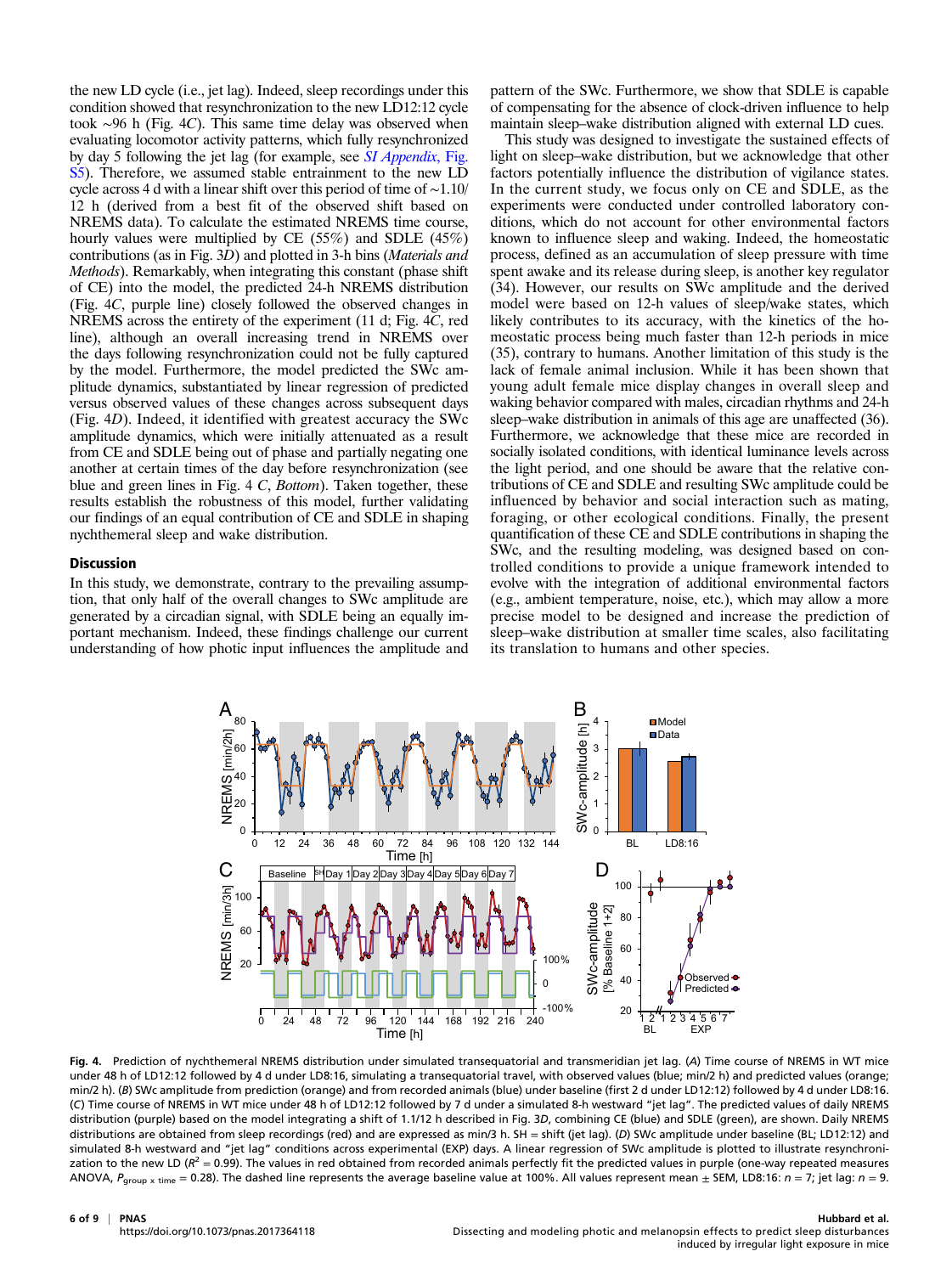the new LD cycle (i.e., jet lag). Indeed, sleep recordings under this condition showed that resynchronization to the new LD12:12 cycle took ∼96 h (Fig. 4C). This same time delay was observed when evaluating locomotor activity patterns, which fully resynchronized by day 5 following the jet lag (for example, see *SI Appendix*, Fig. S5). Therefore, we assumed stable entrainment to the new LD cycle across 4 d with a linear shift over this period of time of ∼1.10/12 h (derived from a best fit of the observed shift based on NREMS data). To calculate the estimated NREMS time course, hourly values were multiplied by CE (55%) and SDLE (45%) contributions (as in Fig. 3D) and plotted in 3-h bins (*Materials and Methods*). Remarkably, when integrating this constant (phase shift of CE) into the model, the predicted 24-h NREMS distribution (Fig. 4C, purple line) closely followed the observed changes in NREMS across the entirety of the experiment (11 d; Fig. 4C, red line), although an overall increasing trend in NREMS over the days following resynchronization could not be fully captured by the model. Furthermore, the model predicted the SWc amplitude dynamics, substantiated by linear regression of predicted versus observed values of these changes across subsequent days (Fig. 4D). Indeed, it identified with greatest accuracy the SWc amplitude dynamics, which were initially attenuated as a result from CE and SDLE being out of phase and partially negating one another at certain times of the day before resynchronization (see blue and green lines in Fig. 4 C, *Bottom*). Taken together, these results establish the robustness of this model, further validating our findings of an equal contribution of CE and SDLE in shaping nychthemeral sleep and wake distribution.

## Discussion

In this study, we demonstrate, contrary to the prevailing assumption, that only half of the overall changes to SWc amplitude are generated by a circadian signal, with SDLE being an equally important mechanism. Indeed, these findings challenge our current understanding of how photic input influences the amplitude and pattern of the SWc. Furthermore, we show that SDLE is capable of compensating for the absence of clock-driven influence to help maintain sleep–wake distribution aligned with external LD cues.

This study was designed to investigate the sustained effects of light on sleep–wake distribution, but we acknowledge that other factors potentially influence the distribution of vigilance states. In the current study, we focus only on CE and SDLE, as the experiments were conducted under controlled laboratory conditions, which do not account for other environmental factors known to influence sleep and waking. Indeed, the homeostatic process, defined as an accumulation of sleep pressure with time spent awake and its release during sleep, is another key regulator (34). However, our results on SWc amplitude and the derived model were based on 12-h values of sleep/wake states, which likely contributes to its accuracy, with the kinetics of the homeostatic process being much faster than 12-h periods in mice (35), contrary to humans. Another limitation of this study is the lack of female animal inclusion. While it has been shown that young adult female mice display changes in overall sleep and waking behavior compared with males, circadian rhythms and 24-h sleep–wake distribution in animals of this age are unaffected (36). Furthermore, we acknowledge that these mice are recorded in socially isolated conditions, with identical luminance levels across the light period, and one should be aware that the relative contributions of CE and SDLE and resulting SWc amplitude could be influenced by behavior and social interaction such as mating, foraging, or other ecological conditions. Finally, the present quantification of these CE and SDLE contributions in shaping the SWc, and the resulting modeling, was designed based on controlled conditions to provide a unique framework intended to evolve with the integration of additional environmental factors (e.g., ambient temperature, noise, etc.), which may allow a more precise model to be designed and increase the prediction of sleep–wake distribution at smaller time scales, also facilitating its translation to humans and other species.

**Fig. 4.** Prediction of nychthemeral NREMS distribution under simulated transequatorial and transmeridian jet lag. (A) Time course of NREMS in WT mice under 48 h of LD12:12 followed by 4 d under LD8:16, simulating a transequatorial travel, with observed values (blue; min/2 h) and predicted values (orange; min/2 h). (B) SWc amplitude from prediction (orange) and from recorded animals (blue) under baseline (first 2 d under LD12:12) followed by 4 d under LD8:16. (C) Time course of NREMS in WT mice under 48 h of LD12:12 followed by 7 d under a simulated 8-h westward "jet lag". The predicted values of daily NREMS distribution (purple) based on the model integrating a shift of 1.1/12 h described in Fig. 3D, combining CE (blue) and SDLE (green), are shown. Daily NREMS distributions are obtained from sleep recordings (red) and are expressed as min/3 h. SH = shift (jet lag). (D) SWc amplitude under baseline (BL; LD12:12) and simulated 8-h westward and "jet lag" conditions across experimental (EXP) days. A linear regression of SWc amplitude is plotted to illustrate resynchronization to the new LD ($R^2 = 0.99$). The values in red obtained from recorded animals perfectly fit the predicted values in purple (one-way repeated measures ANOVA, $P_{group \times time} = 0.28$). The dashed line represents the average baseline value at 100%. All values represent mean ± SEM, LD8:16: $n = 7$; jet lag: $n = 9$.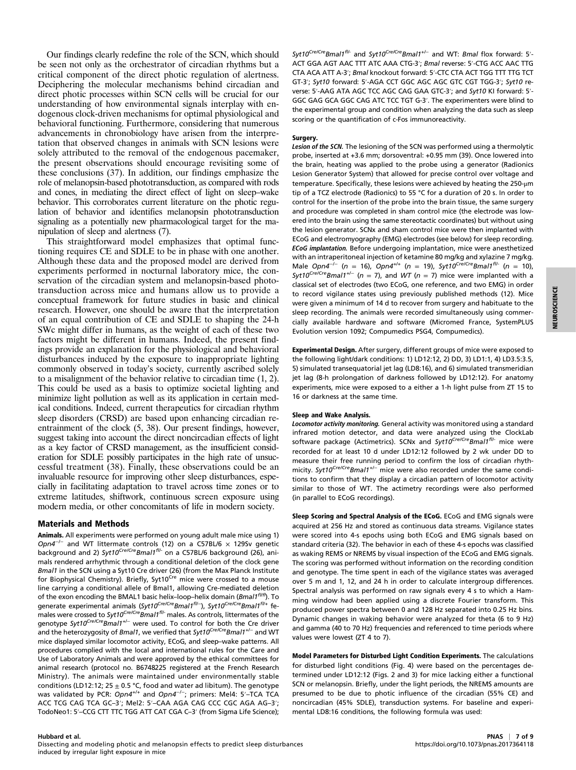Our findings clearly redefine the role of the SCN, which should be seen not only as the orchestrator of circadian rhythms but a critical component of the direct photic regulation of alertness. Deciphering the molecular mechanisms behind circadian and direct photic processes within SCN cells will be crucial for our understanding of how environmental signals interplay with endogenous clock-driven mechanisms for optimal physiological and behavioral functioning. Furthermore, considering that numerous advancements in chronobiology have arisen from the interpretation that observed changes in animals with SCN lesions were solely attributed to the removal of the endogenous pacemaker, the present observations should encourage revisiting some of these conclusions (37). In addition, our findings emphasize the role of melanopsin-based phototransduction, as compared with rods and cones, in mediating the direct effect of light on sleep–wake behavior. This corroborates current literature on the photic regulation of behavior and identifies melanopsin phototransduction signaling as a potentially new pharmacological target for the manipulation of sleep and alertness (7).

This straightforward model emphasizes that optimal functioning requires CE and SDLE to be in phase with one another. Although these data and the proposed model are derived from experiments performed in nocturnal laboratory mice, the conservation of the circadian system and melanopsin-based phototransduction across mice and humans allow us to provide a conceptual framework for future studies in basic and clinical research. However, one should be aware that the interpretation of an equal contribution of CE and SDLE to shaping the 24-h SWc might differ in humans, as the weight of each of these two factors might be different in humans. Indeed, the present findings provide an explanation for the physiological and behavioral disturbances induced by the exposure to inappropriate lighting commonly observed in today's society, currently ascribed solely to a misalignment of the behavior relative to circadian time (1, 2). This could be used as a basis to optimize societal lighting and minimize light pollution as well as its application in certain medical conditions. Indeed, current therapeutics for circadian rhythm sleep disorders (CRSD) are based upon enhancing circadian reentrainment of the clock (5, 38). Our present findings, however, suggest taking into account the direct noncircadian effects of light as a key factor of CRSD management, as the insufficient consideration for SDLE possibly participates in the high rate of unsuccessful treatment (38). Finally, these observations could be an invaluable resource for improving other sleep disturbances, especially in facilitating adaptation to travel across time zones or to extreme latitudes, shiftwork, continuous screen exposure using modern media, or other concomitants of life in modern society.

## Materials and Methods

**Animals.** All experiments were performed on young adult male mice using 1) *Opn4*$^{-/-}$ and WT littermate controls (12) on a C57BL/6 × 129Sv genetic background and 2) *Syt10*$^{Cre/Cre}$*Bmal1*$^{fl/-}$ on a C57BL/6 background (26), animals rendered arrhythmic through a conditional deletion of the clock gene *Bmal1* in the SCN using a Syt10 Cre driver (26) (from the Max Planck Institute for Biophysical Chemistry). Briefly, Syt10$^{Cre}$ mice were crossed to a mouse line carrying a conditional allele of Bmal1, allowing Cre-mediated deletion of the exon encoding the BMAL1 basic helix–loop–helix domain (*Bmal1*$^{fl/fl}$). To generate experimental animals (*Syt10*$^{Cre/Cre}$*Bmal1*$^{fl/-}$), *Syt10*$^{Cre/Cre}$*Bmal1*$^{fl/+}$ females were crossed to *Syt10*$^{Cre/Cre}$*Bmal1*$^{fl/-}$ males. As controls, littermates of the genotype *Syt10*$^{Cre/Cre}$*Bmal1*$^{+/-}$ were used. To control for both the Cre driver and the heterozygosity of *Bmal1*, we verified that *Syt10*$^{Cre/Cre}$*Bmal1*$^{+/-}$ and WT mice displayed similar locomotor activity, ECoG, and sleep–wake patterns. All procedures complied with the local and international rules for the Care and Use of Laboratory Animals and were approved by the ethical committees for animal research (protocol no. B6748225 registered at the French Research Ministry). The animals were maintained under environmentally stable conditions (LD12:12; 25 ± 0.5 °C, food and water ad libitum). The genotype was validated by PCR: *Opn4*$^{+/+}$ and *Opn4*$^{-/-}$; primers: Mel4: 5′–TCA TCA ACC TCG CAG TCA GC–3′; Mel2: 5′–CAA AGA CAG CCC CGC AGA AG–3′; TodoNeo1: 5′–CCG CTT TTC TGG ATT CAT CGA C–3′ (from Sigma Life Science); *Syt10*$^{Cre/Cre}$*Bmal1*$^{fl/-}$ and *Syt10*$^{Cre/Cre}$*Bmal1*$^{+/-}$ and WT: *Bmal* flox forward: 5′-ACT GGA AGT AAC TTT ATC AAA CTG-3′; *Bmal* reverse: 5′-CTG ACC AAC TTG CTA ACA ATT A-3′; *Bmal* knockout forward: 5′-CTC CTA ACT TGG TTT TTG TCT GT-3′; *Syt10* forward: 5′-AGA CCT GGC AGC AGC GTC CGT TGG-3′; *Syt10* reverse: 5′-AAG ATA AGC TCC AGC CAG GAA GTC-3′; and *Syt10* KI forward: 5′-GGC GAG GCA GGC CAG ATC TCC TGT G-3′. The experimenters were blind to the experimental group and condition when analyzing the data such as sleep scoring or the quantification of c-Fos immunoreactivity.

**Surgery.**

***Lesion of the SCN.*** The lesioning of the SCN was performed using a thermolytic probe, inserted at +3.6 mm; dorsoventral: +0.95 mm (39). Once lowered into the brain, heating was applied to the probe using a generator (Radionics Lesion Generator System) that allowed for precise control over voltage and temperature. Specifically, these lesions were achieved by heating the 250-μm tip of a TCZ electrode (Radionics) to 55 °C for a duration of 20 s. In order to control for the insertion of the probe into the brain tissue, the same surgery and procedure was completed in sham control mice (the electrode was lowered into the brain using the same stereotactic coordinates) but without using the lesion generator. SCNx and sham control mice were then implanted with ECoG and electromyography (EMG) electrodes (see below) for sleep recording.

***ECoG implantation.*** Before undergoing implantation, mice were anesthetized with an intraperitoneal injection of ketamine 80 mg/kg and xylazine 7 mg/kg. Male *Opn4*$^{-/-}$ ($n$ = 16), *Opn4*$^{+/+}$ ($n$ = 19), *Syt10*$^{Cre/Cre}$*Bmal1*$^{fl/-}$ ($n$ = 10), *Syt10*$^{Cre/Cre}$*Bmal1*$^{+/-}$ ($n$ = 7), and *WT* ($n$ = 7) mice were implanted with a classical set of electrodes (two ECoG, one reference, and two EMG) in order to record vigilance states using previously published methods (12). Mice were given a minimum of 14 d to recover from surgery and habituate to the sleep recording. The animals were recorded simultaneously using commercially available hardware and software (Micromed France, SystemPLUS Evolution version 1092; Compumedics PSG4, Compumedics).

**Experimental Design.** After surgery, different groups of mice were exposed to the following light/dark conditions: 1) LD12:12, 2) DD, 3) LD1:1, 4) LD3.5:3.5, 5) simulated transequatorial jet lag (LD8:16), and 6) simulated transmeridian jet lag (8-h prolongation of darkness followed by LD12:12). For anatomy experiments, mice were exposed to a either a 1-h light pulse from ZT 15 to 16 or darkness at the same time.

**Sleep and Wake Analysis.**

***Locomotor activity monitoring.*** General activity was monitored using a standard infrared motion detector, and the data were analyzed using the ClockLab software package (Actimetrics). SCNx and *Syt10*$^{Cre/Cre}$*Bmal1*$^{fl/-}$ mice were recorded for at least 10 d under LD12:12 followed by 2 wk under DD to measure their free running period to confirm the loss of circadian rhythmicity. *Syt10*$^{Cre/Cre}$*Bmal1*$^{+/-}$ mice were also recorded under the same conditions to confirm that they display a circadian pattern of locomotor activity similar to those of WT. The actimetry recordings were also performed (in parallel to ECoG recordings).

**Sleep Scoring and Spectral Analysis of the ECoG.** ECoG and EMG signals were acquired at 256 Hz and stored as continuous data streams. Vigilance states were scored into 4-s epochs using both ECoG and EMG signals based on standard criteria (32). The behavior in each of these 4-s epochs was classified as waking REMS or NREMS by visual inspection of the ECoG and EMG signals. The scoring was performed without information on the recording condition and genotype. The time spent in each of the vigilance states was averaged over 5 m and 1, 12, and 24 h in order to calculate intergroup differences. Spectral analysis was performed on raw signals every 4 s to which a Hamming window had been applied using a discrete Fourier transform. This produced power spectra between 0 and 128 Hz separated into 0.25 Hz bins. Dynamic changes in waking behavior were analyzed for theta (6 to 9 Hz) and gamma (40 to 70 Hz) frequencies and referenced to time periods where values were lowest (ZT 4 to 7).

**Model Parameters for Disturbed Light Condition Experiments.** The calculations for disturbed light conditions (Fig. 4) were based on the percentages determined under LD12:12 (Figs. 2 and 3) for mice lacking either a functional SCN or melanopsin. Briefly, under the light periods, the NREMS amounts are presumed to be due to photic influence of the circadian (55% CE) and noncircadian (45% SDLE), transduction systems. For baseline and experimental LD8:16 conditions, the following formula was used: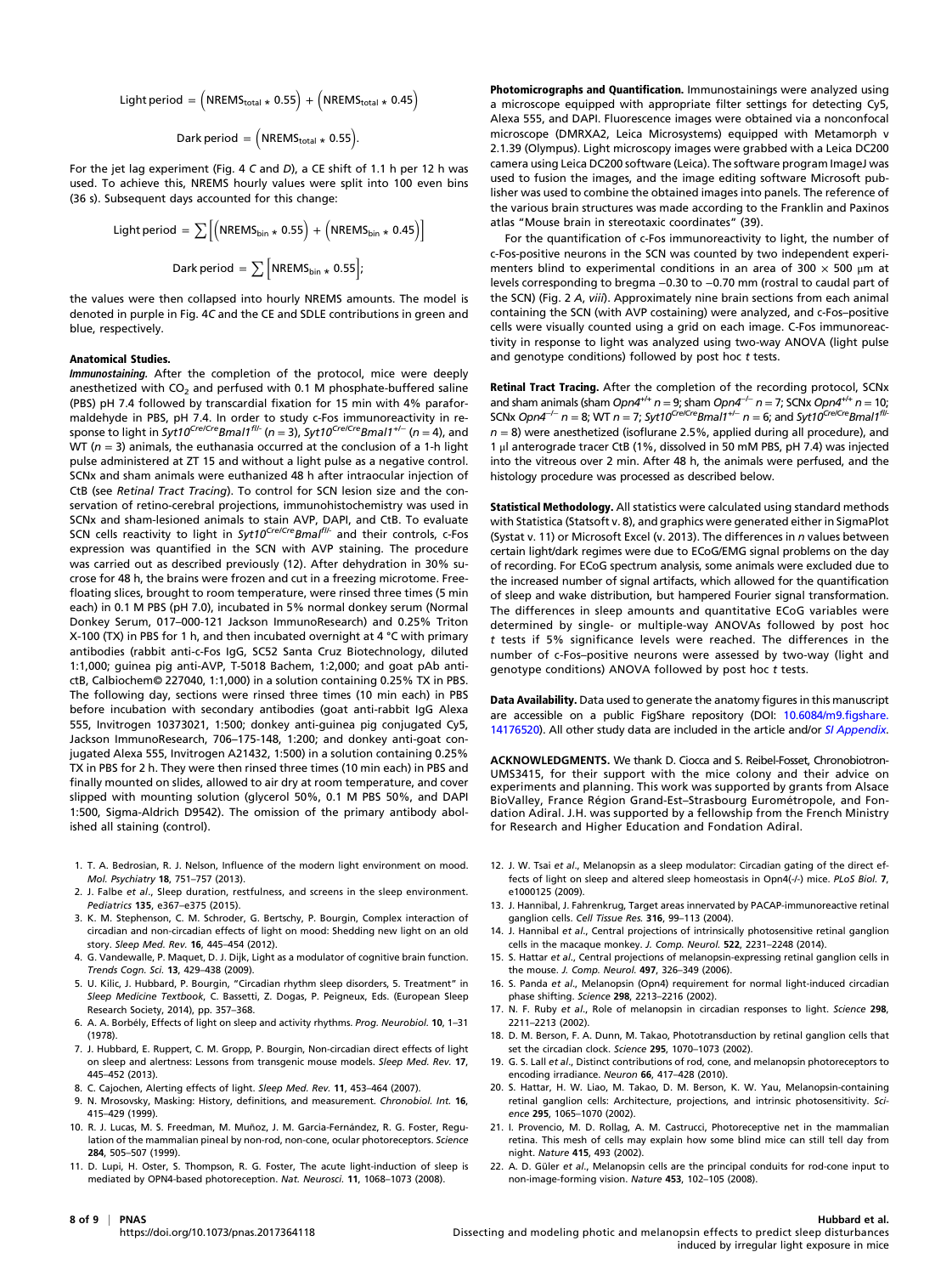$$\text{Light period} = \left(\text{NREMS}_{\text{total}} * 0.55\right) + \left(\text{NREMS}_{\text{total}} * 0.45\right)$$

$$\text{Dark period} = \left(\text{NREMS}_{\text{total}} * 0.55\right).$$

For the jet lag experiment (Fig. 4 *C* and *D*), a CE shift of 1.1 h per 12 h was used. To achieve this, NREMS hourly values were split into 100 even bins (36 s). Subsequent days accounted for this change:

$$\text{Light period} = \sum\left[\left(\text{NREMS}_{\text{bin}} * 0.55\right) + \left(\text{NREMS}_{\text{bin}} * 0.45\right)\right]$$

$$\text{Dark period} = \sum\left[\text{NREMS}_{\text{bin}} * 0.55\right];$$

the values were then collapsed into hourly NREMS amounts. The model is denoted in purple in Fig. 4*C* and the CE and SDLE contributions in green and blue, respectively.

### Anatomical Studies.

***Immunostaining.*** After the completion of the protocol, mice were deeply anesthetized with $CO_2$ and perfused with 0.1 M phosphate-buffered saline (PBS) pH 7.4 followed by transcardial fixation for 15 min with 4% paraformaldehyde in PBS, pH 7.4. In order to study c-Fos immunoreactivity in response to light in *Syt10*$^{Cre/Cre}$*Bmal1*$^{fl/-}$ ($n = 3$), *Syt10*$^{Cre/Cre}$*Bmal1*$^{+/-}$ ($n = 4$), and WT ($n = 3$) animals, the euthanasia occurred at the conclusion of a 1-h light pulse administered at ZT 15 and without a light pulse as a negative control. SCNx and sham animals were euthanized 48 h after intraocular injection of CtB (see *Retinal Tract Tracing*). To control for SCN lesion size and the conservation of retino-cerebral projections, immunohistochemistry was used in SCNx and sham-lesioned animals to stain AVP, DAPI, and CtB. To evaluate SCN cells reactivity to light in *Syt10*$^{Cre/Cre}$*Bmal*$^{fl/-}$ and their controls, c-Fos expression was quantified in the SCN with AVP staining. The procedure was carried out as described previously (12). After dehydration in 30% sucrose for 48 h, the brains were frozen and cut in a freezing microtome. Free-floating slices, brought to room temperature, were rinsed three times (5 min each) in 0.1 M PBS (pH 7.0), incubated in 5% normal donkey serum (Normal Donkey Serum, 017–000-121 Jackson ImmunoResearch) and 0.25% Triton X-100 (TX) in PBS for 1 h, and then incubated overnight at 4 °C with primary antibodies (rabbit anti-c-Fos IgG, SC52 Santa Cruz Biotechnology, diluted 1:1,000; guinea pig anti-AVP, T-5018 Bachem, 1:2,000; and goat pAb anti-ctB, Calbiochem© 227040, 1:1,000) in a solution containing 0.25% TX in PBS. The following day, sections were rinsed three times (10 min each) in PBS before incubation with secondary antibodies (goat anti-rabbit IgG Alexa 555, Invitrogen 10373021, 1:500; donkey anti-guinea pig conjugated Cy5, Jackson ImmunoResearch, 706–175-148, 1:200; and donkey anti-goat conjugated Alexa 555, Invitrogen A21432, 1:500) in a solution containing 0.25% TX in PBS for 2 h. They were then rinsed three times (10 min each) in PBS and finally mounted on slides, allowed to air dry at room temperature, and cover slipped with mounting solution (glycerol 50%, 0.1 M PBS 50%, and DAPI 1:500, Sigma-Aldrich D9542). The omission of the primary antibody abolished all staining (control).

**Photomicrographs and Quantification.** Immunostainings were analyzed using a microscope equipped with appropriate filter settings for detecting Cy5, Alexa 555, and DAPI. Fluorescence images were obtained via a nonconfocal microscope (DMRXA2, Leica Microsystems) equipped with Metamorph v 2.1.39 (Olympus). Light microscopy images were grabbed with a Leica DC200 camera using Leica DC200 software (Leica). The software program ImageJ was used to fusion the images, and the image editing software Microsoft publisher was used to combine the obtained images into panels. The reference of the various brain structures was made according to the Franklin and Paxinos atlas "Mouse brain in stereotaxic coordinates" (39).

For the quantification of c-Fos immunoreactivity to light, the number of c-Fos-positive neurons in the SCN was counted by two independent experimenters blind to experimental conditions in an area of 300 × 500 μm at levels corresponding to bregma −0.30 to −0.70 mm (rostral to caudal part of the SCN) (Fig. 2 *A*, *viii*). Approximately nine brain sections from each animal containing the SCN (with AVP costaining) were analyzed, and c-Fos–positive cells were visually counted using a grid on each image. C-Fos immunoreactivity in response to light was analyzed using two-way ANOVA (light pulse and genotype conditions) followed by post hoc *t* tests.

**Retinal Tract Tracing.** After the completion of the recording protocol, SCNx and sham animals (sham *Opn4*$^{+/+}$ $n = 9$; sham *Opn4*$^{-/-}$ $n = 7$; SCNx *Opn4*$^{+/+}$ $n = 10$; SCNx *Opn4*$^{-/-}$ $n = 8$; WT $n = 7$; *Syt10*$^{Cre/Cre}$*Bmal1*$^{+/-}$ $n = 6$; and *Syt10*$^{Cre/Cre}$*Bmal1*$^{fl/-}$ $n = 8$) were anesthetized (isoflurane 2.5%, applied during all procedure), and 1 μl anterograde tracer CtB (1%, dissolved in 50 mM PBS, pH 7.4) was injected into the vitreous over 2 min. After 48 h, the animals were perfused, and the histology procedure was processed as described below.

**Statistical Methodology.** All statistics were calculated using standard methods with Statistica (Statsoft v. 8), and graphics were generated either in SigmaPlot (Systat v. 11) or Microsoft Excel (v. 2013). The differences in *n* values between certain light/dark regimes were due to ECoG/EMG signal problems on the day of recording. For ECoG spectrum analysis, some animals were excluded due to the increased number of signal artifacts, which allowed for the quantification of sleep and wake distribution, but hampered Fourier signal transformation. The differences in sleep amounts and quantitative ECoG variables were determined by single- or multiple-way ANOVAs followed by post hoc *t* tests if 5% significance levels were reached. The differences in the number of c-Fos–positive neurons were assessed by two-way (light and genotype conditions) ANOVA followed by post hoc *t* tests.

**Data Availability.** Data used to generate the anatomy figures in this manuscript are accessible on a public FigShare repository (DOI: 10.6084/m9.figshare.14176520). All other study data are included in the article and/or *SI Appendix*.

**ACKNOWLEDGMENTS.** We thank D. Ciocca and S. Reibel-Fosset, Chronobiotron-UMS3415, for their support with the mice colony and their advice on experiments and planning. This work was supported by grants from Alsace BioValley, France Région Grand-Est–Strasbourg Eurométropole, and Fondation Adiral. J.H. was supported by a fellowship from the French Ministry for Research and Higher Education and Fondation Adiral.

1. T. A. Bedrosian, R. J. Nelson, Influence of the modern light environment on mood. *Mol. Psychiatry* **18**, 751–757 (2013).
2. J. Falbe *et al*., Sleep duration, restfulness, and screens in the sleep environment. *Pediatrics* **135**, e367–e375 (2015).
3. K. M. Stephenson, C. M. Schroder, G. Bertschy, P. Bourgin, Complex interaction of circadian and non-circadian effects of light on mood: Shedding new light on an old story. *Sleep Med. Rev.* **16**, 445–454 (2012).
4. G. Vandewalle, P. Maquet, D. J. Dijk, Light as a modulator of cognitive brain function. *Trends Cogn. Sci.* **13**, 429–438 (2009).
5. U. Kilic, J. Hubbard, P. Bourgin, "Circadian rhythm sleep disorders, 5. Treatment" in *Sleep Medicine Textbook*, C. Bassetti, Z. Dogas, P. Peigneux, Eds. (European Sleep Research Society, 2014), pp. 357–368.
6. A. A. Borbély, Effects of light on sleep and activity rhythms. *Prog. Neurobiol.* **10**, 1–31 (1978).
7. J. Hubbard, E. Ruppert, C. M. Gropp, P. Bourgin, Non-circadian direct effects of light on sleep and alertness: Lessons from transgenic mouse models. *Sleep Med. Rev.* **17**, 445–452 (2013).
8. C. Cajochen, Alerting effects of light. *Sleep Med. Rev.* **11**, 453–464 (2007).
9. N. Mrosovsky, Masking: History, definitions, and measurement. *Chronobiol. Int.* **16**, 415–429 (1999).
10. R. J. Lucas, M. S. Freedman, M. Muñoz, J. M. Garcia-Fernández, R. G. Foster, Regulation of the mammalian pineal by non-rod, non-cone, ocular photoreceptors. *Science* **284**, 505–507 (1999).
11. D. Lupi, H. Oster, S. Thompson, R. G. Foster, The acute light-induction of sleep is mediated by OPN4-based photoreception. *Nat. Neurosci.* **11**, 1068–1073 (2008).
12. J. W. Tsai *et al*., Melanopsin as a sleep modulator: Circadian gating of the direct effects of light on sleep and altered sleep homeostasis in Opn4(-/-) mice. *PLoS Biol.* **7**, e1000125 (2009).
13. J. Hannibal, J. Fahrenkrug, Target areas innervated by PACAP-immunoreactive retinal ganglion cells. *Cell Tissue Res.* **316**, 99–113 (2004).
14. J. Hannibal *et al*., Central projections of intrinsically photosensitive retinal ganglion cells in the macaque monkey. *J. Comp. Neurol.* **522**, 2231–2248 (2014).
15. S. Hattar *et al*., Central projections of melanopsin-expressing retinal ganglion cells in the mouse. *J. Comp. Neurol.* **497**, 326–349 (2006).
16. S. Panda *et al*., Melanopsin (Opn4) requirement for normal light-induced circadian phase shifting. *Science* **298**, 2213–2216 (2002).
17. N. F. Ruby *et al*., Role of melanopsin in circadian responses to light. *Science* **298**, 2211–2213 (2002).
18. D. M. Berson, F. A. Dunn, M. Takao, Phototransduction by retinal ganglion cells that set the circadian clock. *Science* **295**, 1070–1073 (2002).
19. G. S. Lall *et al*., Distinct contributions of rod, cone, and melanopsin photoreceptors to encoding irradiance. *Neuron* **66**, 417–428 (2010).
20. S. Hattar, H. W. Liao, M. Takao, D. M. Berson, K. W. Yau, Melanopsin-containing retinal ganglion cells: Architecture, projections, and intrinsic photosensitivity. *Science* **295**, 1065–1070 (2002).
21. I. Provencio, M. D. Rollag, A. M. Castrucci, Photoreceptive net in the mammalian retina. This mesh of cells may explain how some blind mice can still tell day from night. *Nature* **415**, 493 (2002).
22. A. D. Güler *et al*., Melanopsin cells are the principal conduits for rod-cone input to non-image-forming vision. *Nature* **453**, 102–105 (2008).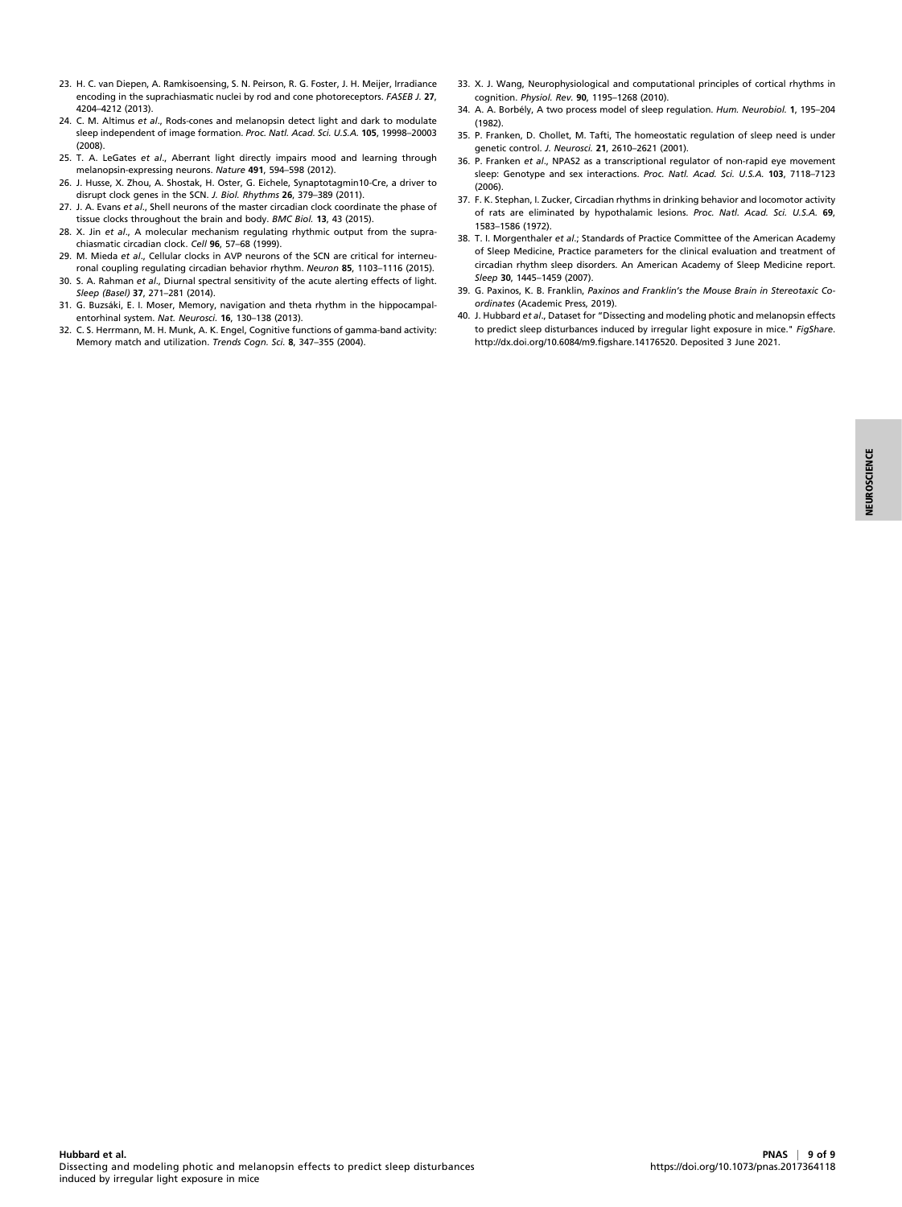23. H. C. van Diepen, A. Ramkisoensing, S. N. Peirson, R. G. Foster, J. H. Meijer, Irradiance encoding in the suprachiasmatic nuclei by rod and cone photoreceptors. *FASEB J.* **27**, 4204–4212 (2013).
24. C. M. Altimus *et al*., Rods-cones and melanopsin detect light and dark to modulate sleep independent of image formation. *Proc. Natl. Acad. Sci. U.S.A.* **105**, 19998–20003 (2008).
25. T. A. LeGates *et al*., Aberrant light directly impairs mood and learning through melanopsin-expressing neurons. *Nature* **491**, 594–598 (2012).
26. J. Husse, X. Zhou, A. Shostak, H. Oster, G. Eichele, Synaptotagmin10-Cre, a driver to disrupt clock genes in the SCN. *J. Biol. Rhythms* **26**, 379–389 (2011).
27. J. A. Evans *et al*., Shell neurons of the master circadian clock coordinate the phase of tissue clocks throughout the brain and body. *BMC Biol.* **13**, 43 (2015).
28. X. Jin *et al*., A molecular mechanism regulating rhythmic output from the suprachiasmatic circadian clock. *Cell* **96**, 57–68 (1999).
29. M. Mieda *et al*., Cellular clocks in AVP neurons of the SCN are critical for interneuronal coupling regulating circadian behavior rhythm. *Neuron* **85**, 1103–1116 (2015).
30. S. A. Rahman *et al*., Diurnal spectral sensitivity of the acute alerting effects of light. *Sleep (Basel)* **37**, 271–281 (2014).
31. G. Buzsáki, E. I. Moser, Memory, navigation and theta rhythm in the hippocampal-entorhinal system. *Nat. Neurosci.* **16**, 130–138 (2013).
32. C. S. Herrmann, M. H. Munk, A. K. Engel, Cognitive functions of gamma-band activity: Memory match and utilization. *Trends Cogn. Sci.* **8**, 347–355 (2004).
33. X. J. Wang, Neurophysiological and computational principles of cortical rhythms in cognition. *Physiol. Rev.* **90**, 1195–1268 (2010).
34. A. A. Borbély, A two process model of sleep regulation. *Hum. Neurobiol.* **1**, 195–204 (1982).
35. P. Franken, D. Chollet, M. Tafti, The homeostatic regulation of sleep need is under genetic control. *J. Neurosci.* **21**, 2610–2621 (2001).
36. P. Franken *et al*., NPAS2 as a transcriptional regulator of non-rapid eye movement sleep: Genotype and sex interactions. *Proc. Natl. Acad. Sci. U.S.A.* **103**, 7118–7123 (2006).
37. F. K. Stephan, I. Zucker, Circadian rhythms in drinking behavior and locomotor activity of rats are eliminated by hypothalamic lesions. *Proc. Natl. Acad. Sci. U.S.A.* **69**, 1583–1586 (1972).
38. T. I. Morgenthaler *et al*.; Standards of Practice Committee of the American Academy of Sleep Medicine, Practice parameters for the clinical evaluation and treatment of circadian rhythm sleep disorders. An American Academy of Sleep Medicine report. *Sleep* **30**, 1445–1459 (2007).
39. G. Paxinos, K. B. Franklin, *Paxinos and Franklin's the Mouse Brain in Stereotaxic Coordinates* (Academic Press, 2019).
40. J. Hubbard *et al*., Dataset for "Dissecting and modeling photic and melanopsin effects to predict sleep disturbances induced by irregular light exposure in mice." *FigShare*. http://dx.doi.org/10.6084/m9.figshare.14176520. Deposited 3 June 2021.